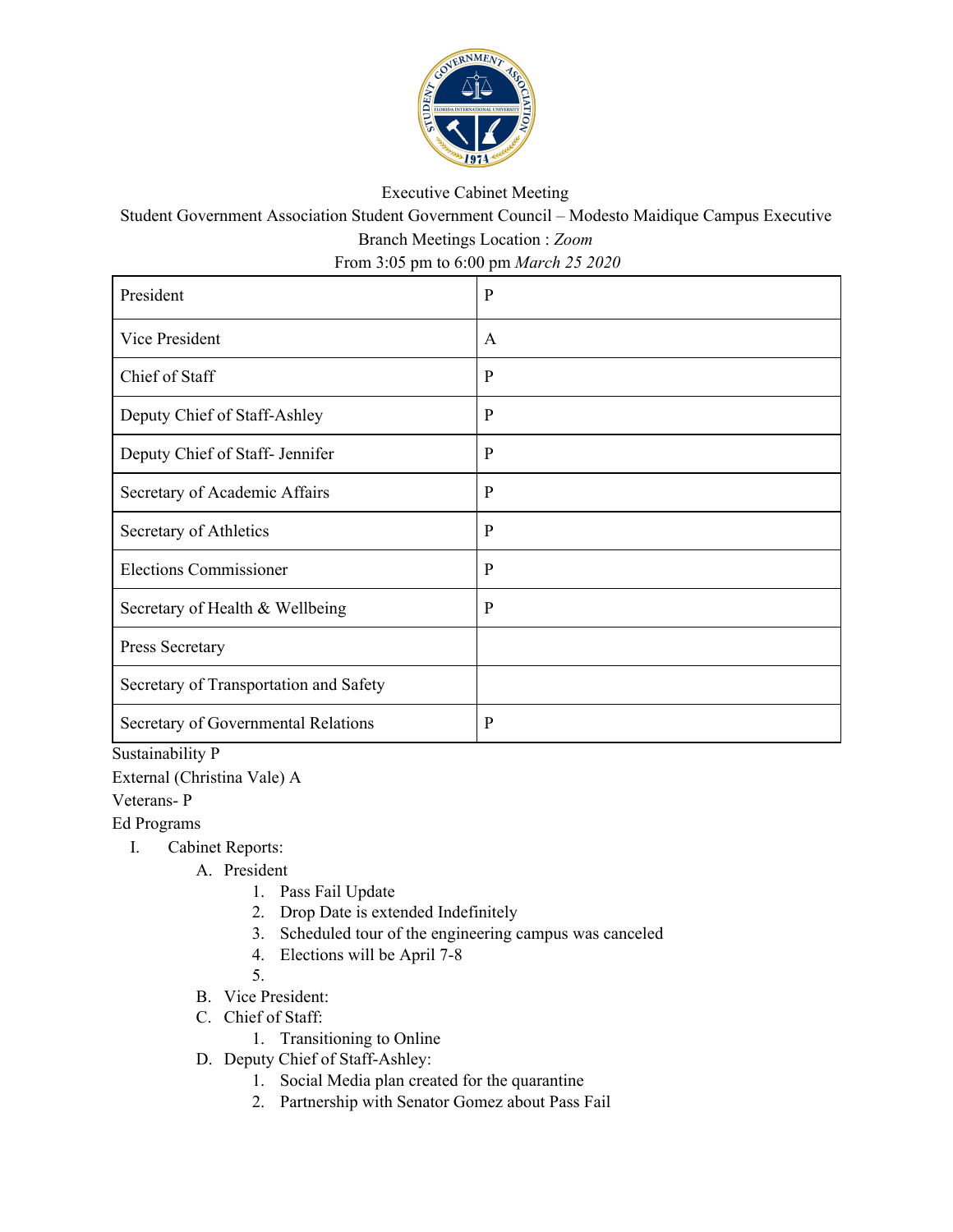Executive Cabinet Meeting

Student Government Association Student Government Council – Modesto Maidique Campus Executive Branch Meetings Location : *Zoom*

From 3:05 pm to 6:00 pm *March 25 2020*

| President | P |
|---|---|
| Vice President | A |
| Chief of Staff | P |
| Deputy Chief of Staff-Ashley | P |
| Deputy Chief of Staff- Jennifer | P |
| Secretary of Academic Affairs | P |
| Secretary of Athletics | P |
| Elections Commissioner | P |
| Secretary of Health & Wellbeing | P |
| Press Secretary | |
| Secretary of Transportation and Safety | |
| Secretary of Governmental Relations | P |

Sustainability P

External (Christina Vale) A

Veterans- P

Ed Programs

I. Cabinet Reports:
   A. President
      1. Pass Fail Update
      2. Drop Date is extended Indefinitely
      3. Scheduled tour of the engineering campus was canceled
      4. Elections will be April 7-8
      5.
   B. Vice President:
   C. Chief of Staff:
      1. Transitioning to Online
   D. Deputy Chief of Staff-Ashley:
      1. Social Media plan created for the quarantine
      2. Partnership with Senator Gomez about Pass Fail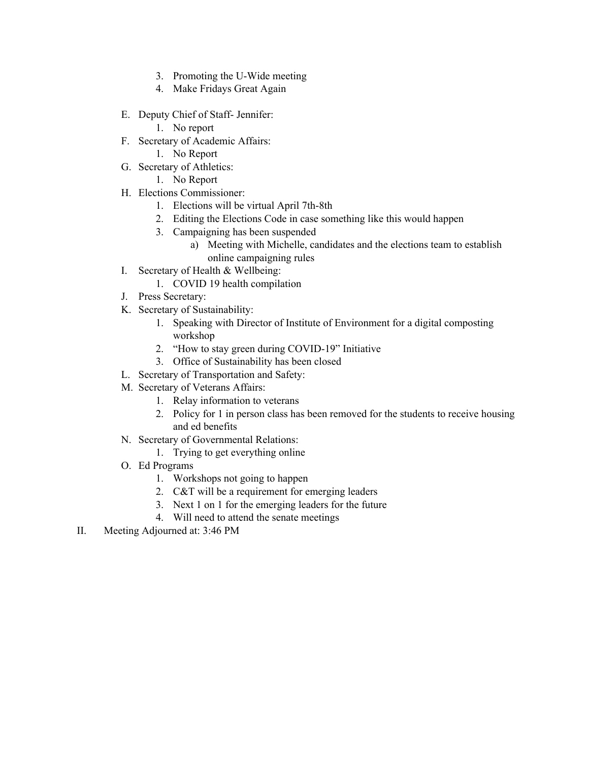3. Promoting the U-Wide meeting
4. Make Fridays Great Again

E. Deputy Chief of Staff- Jennifer:
    1. No report
F. Secretary of Academic Affairs:
    1. No Report
G. Secretary of Athletics:
    1. No Report
H. Elections Commissioner:
    1. Elections will be virtual April 7th-8th
    2. Editing the Elections Code in case something like this would happen
    3. Campaigning has been suspended
        a) Meeting with Michelle, candidates and the elections team to establish online campaigning rules
I. Secretary of Health & Wellbeing:
    1. COVID 19 health compilation
J. Press Secretary:
K. Secretary of Sustainability:
    1. Speaking with Director of Institute of Environment for a digital composting workshop
    2. "How to stay green during COVID-19" Initiative
    3. Office of Sustainability has been closed
L. Secretary of Transportation and Safety:
M. Secretary of Veterans Affairs:
    1. Relay information to veterans
    2. Policy for 1 in person class has been removed for the students to receive housing and ed benefits
N. Secretary of Governmental Relations:
    1. Trying to get everything online
O. Ed Programs
    1. Workshops not going to happen
    2. C&T will be a requirement for emerging leaders
    3. Next 1 on 1 for the emerging leaders for the future
    4. Will need to attend the senate meetings

II. Meeting Adjourned at: 3:46 PM